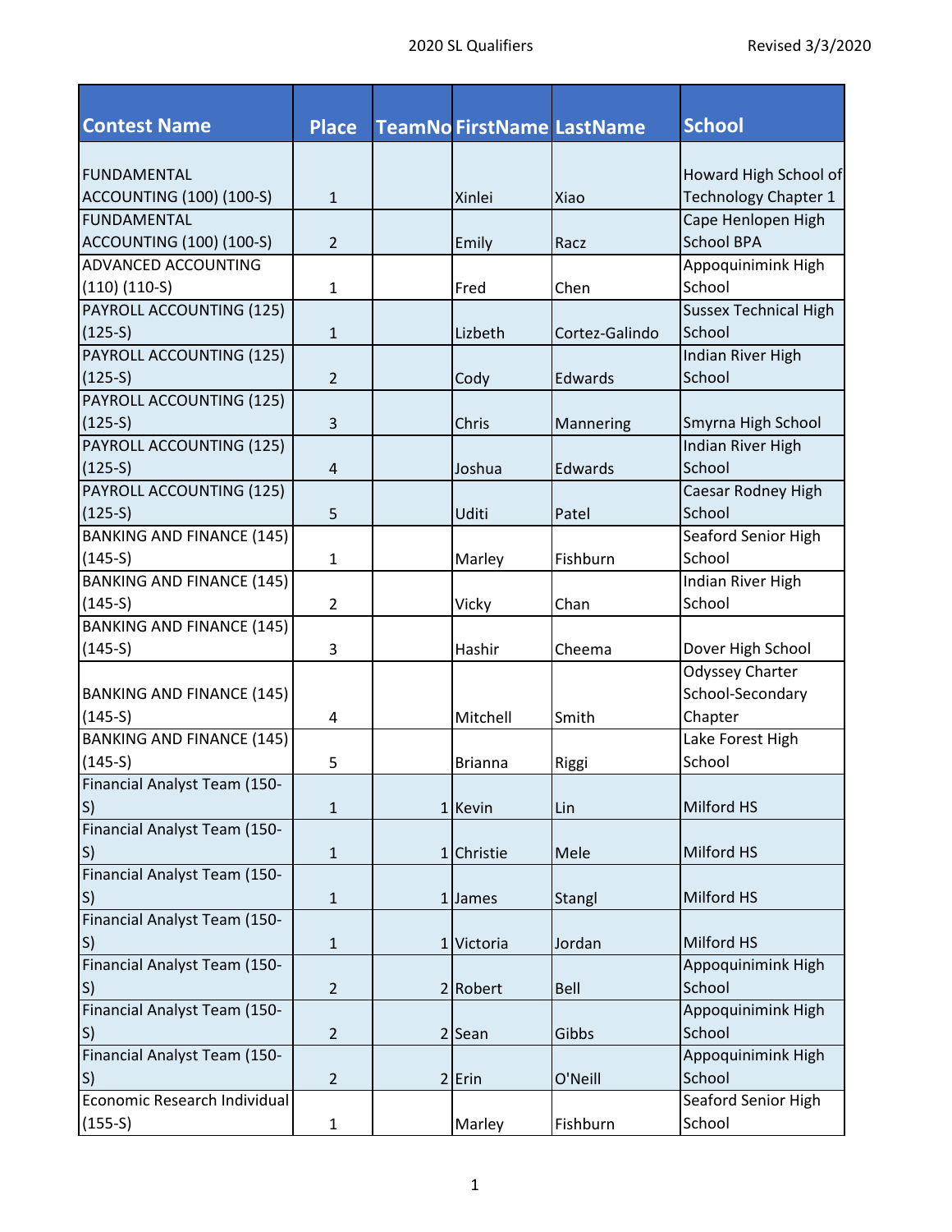2020 SL Qualifiers

Revised 3/3/2020

| Contest Name | Place | TeamNo | FirstName | LastName | School |
|---|---|---|---|---|---|
| FUNDAMENTAL ACCOUNTING (100) (100-S) | 1 | | Xinlei | Xiao | Howard High School of Technology Chapter 1 |
| FUNDAMENTAL ACCOUNTING (100) (100-S) | 2 | | Emily | Racz | Cape Henlopen High School BPA |
| ADVANCED ACCOUNTING (110) (110-S) | 1 | | Fred | Chen | Appoquinimink High School |
| PAYROLL ACCOUNTING (125) (125-S) | 1 | | Lizbeth | Cortez-Galindo | Sussex Technical High School |
| PAYROLL ACCOUNTING (125) (125-S) | 2 | | Cody | Edwards | Indian River High School |
| PAYROLL ACCOUNTING (125) (125-S) | 3 | | Chris | Mannering | Smyrna High School |
| PAYROLL ACCOUNTING (125) (125-S) | 4 | | Joshua | Edwards | Indian River High School |
| PAYROLL ACCOUNTING (125) (125-S) | 5 | | Uditi | Patel | Caesar Rodney High School |
| BANKING AND FINANCE (145) (145-S) | 1 | | Marley | Fishburn | Seaford Senior High School |
| BANKING AND FINANCE (145) (145-S) | 2 | | Vicky | Chan | Indian River High School |
| BANKING AND FINANCE (145) (145-S) | 3 | | Hashir | Cheema | Dover High School |
| BANKING AND FINANCE (145) (145-S) | 4 | | Mitchell | Smith | Odyssey Charter School-Secondary Chapter |
| BANKING AND FINANCE (145) (145-S) | 5 | | Brianna | Riggi | Lake Forest High School |
| Financial Analyst Team (150-S) | 1 | 1 | Kevin | Lin | Milford HS |
| Financial Analyst Team (150-S) | 1 | 1 | Christie | Mele | Milford HS |
| Financial Analyst Team (150-S) | 1 | 1 | James | Stangl | Milford HS |
| Financial Analyst Team (150-S) | 1 | 1 | Victoria | Jordan | Milford HS |
| Financial Analyst Team (150-S) | 2 | 2 | Robert | Bell | Appoquinimink High School |
| Financial Analyst Team (150-S) | 2 | 2 | Sean | Gibbs | Appoquinimink High School |
| Financial Analyst Team (150-S) | 2 | 2 | Erin | O'Neill | Appoquinimink High School |
| Economic Research Individual (155-S) | 1 | | Marley | Fishburn | Seaford Senior High School |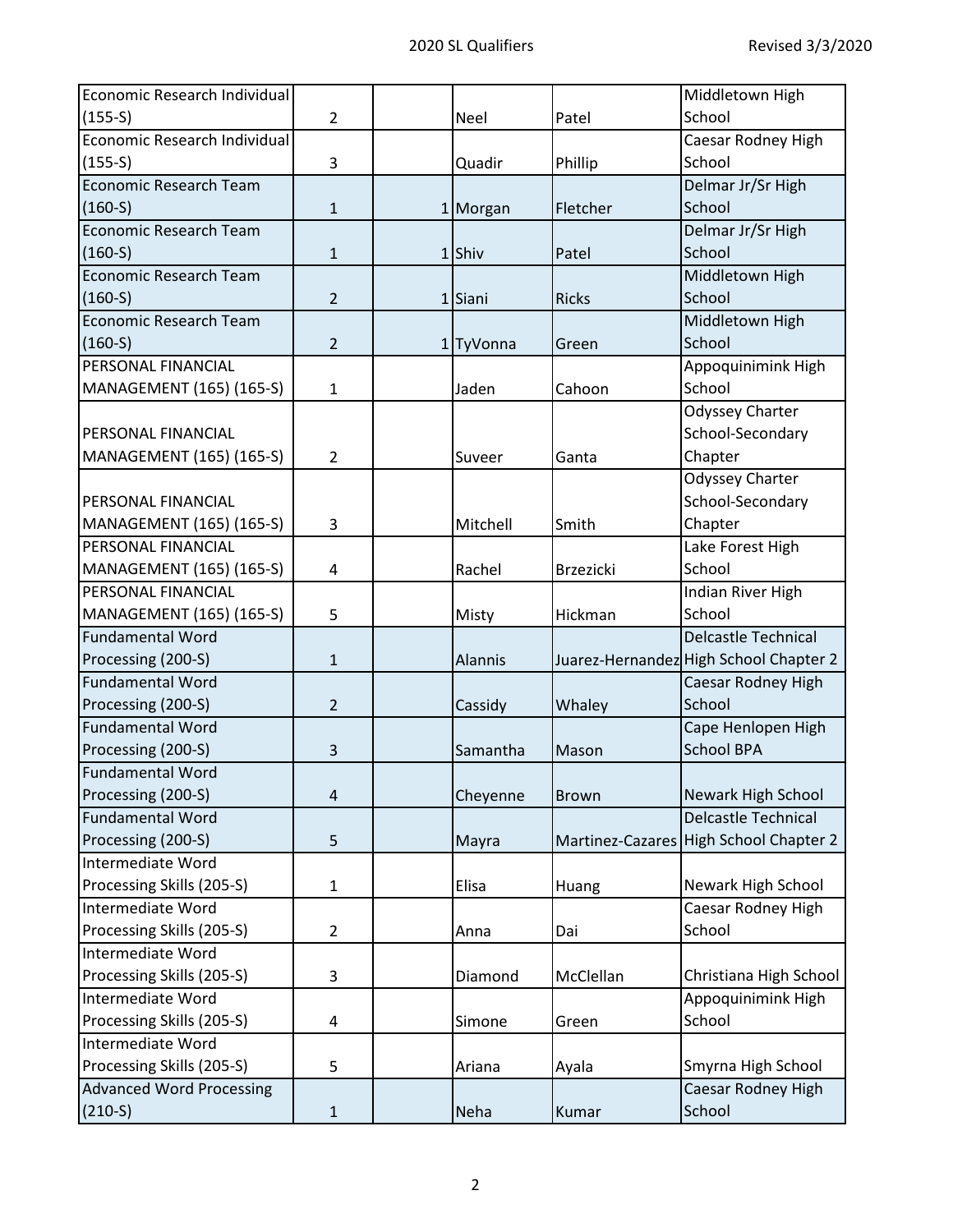| Economic Research Individual (155-S) | 2 | | Neel | Patel | Middletown High School |
|---|---|---|---|---|---|
| Economic Research Individual (155-S) | 3 | | Quadir | Phillip | Caesar Rodney High School |
| Economic Research Team (160-S) | 1 | 1 | Morgan | Fletcher | Delmar Jr/Sr High School |
| Economic Research Team (160-S) | 1 | 1 | Shiv | Patel | Delmar Jr/Sr High School |
| Economic Research Team (160-S) | 2 | 1 | Siani | Ricks | Middletown High School |
| Economic Research Team (160-S) | 2 | 1 | TyVonna | Green | Middletown High School |
| PERSONAL FINANCIAL MANAGEMENT (165) (165-S) | 1 | | Jaden | Cahoon | Appoquinimink High School |
| PERSONAL FINANCIAL MANAGEMENT (165) (165-S) | 2 | | Suveer | Ganta | Odyssey Charter School-Secondary Chapter |
| PERSONAL FINANCIAL MANAGEMENT (165) (165-S) | 3 | | Mitchell | Smith | Odyssey Charter School-Secondary Chapter |
| PERSONAL FINANCIAL MANAGEMENT (165) (165-S) | 4 | | Rachel | Brzezicki | Lake Forest High School |
| PERSONAL FINANCIAL MANAGEMENT (165) (165-S) | 5 | | Misty | Hickman | Indian River High School |
| Fundamental Word Processing (200-S) | 1 | | Alannis | Juarez-Hernandez | Delcastle Technical High School Chapter 2 |
| Fundamental Word Processing (200-S) | 2 | | Cassidy | Whaley | Caesar Rodney High School |
| Fundamental Word Processing (200-S) | 3 | | Samantha | Mason | Cape Henlopen High School BPA |
| Fundamental Word Processing (200-S) | 4 | | Cheyenne | Brown | Newark High School |
| Fundamental Word Processing (200-S) | 5 | | Mayra | Martinez-Cazares | Delcastle Technical High School Chapter 2 |
| Intermediate Word Processing Skills (205-S) | 1 | | Elisa | Huang | Newark High School |
| Intermediate Word Processing Skills (205-S) | 2 | | Anna | Dai | Caesar Rodney High School |
| Intermediate Word Processing Skills (205-S) | 3 | | Diamond | McClellan | Christiana High School |
| Intermediate Word Processing Skills (205-S) | 4 | | Simone | Green | Appoquinimink High School |
| Intermediate Word Processing Skills (205-S) | 5 | | Ariana | Ayala | Smyrna High School |
| Advanced Word Processing (210-S) | 1 | | Neha | Kumar | Caesar Rodney High School |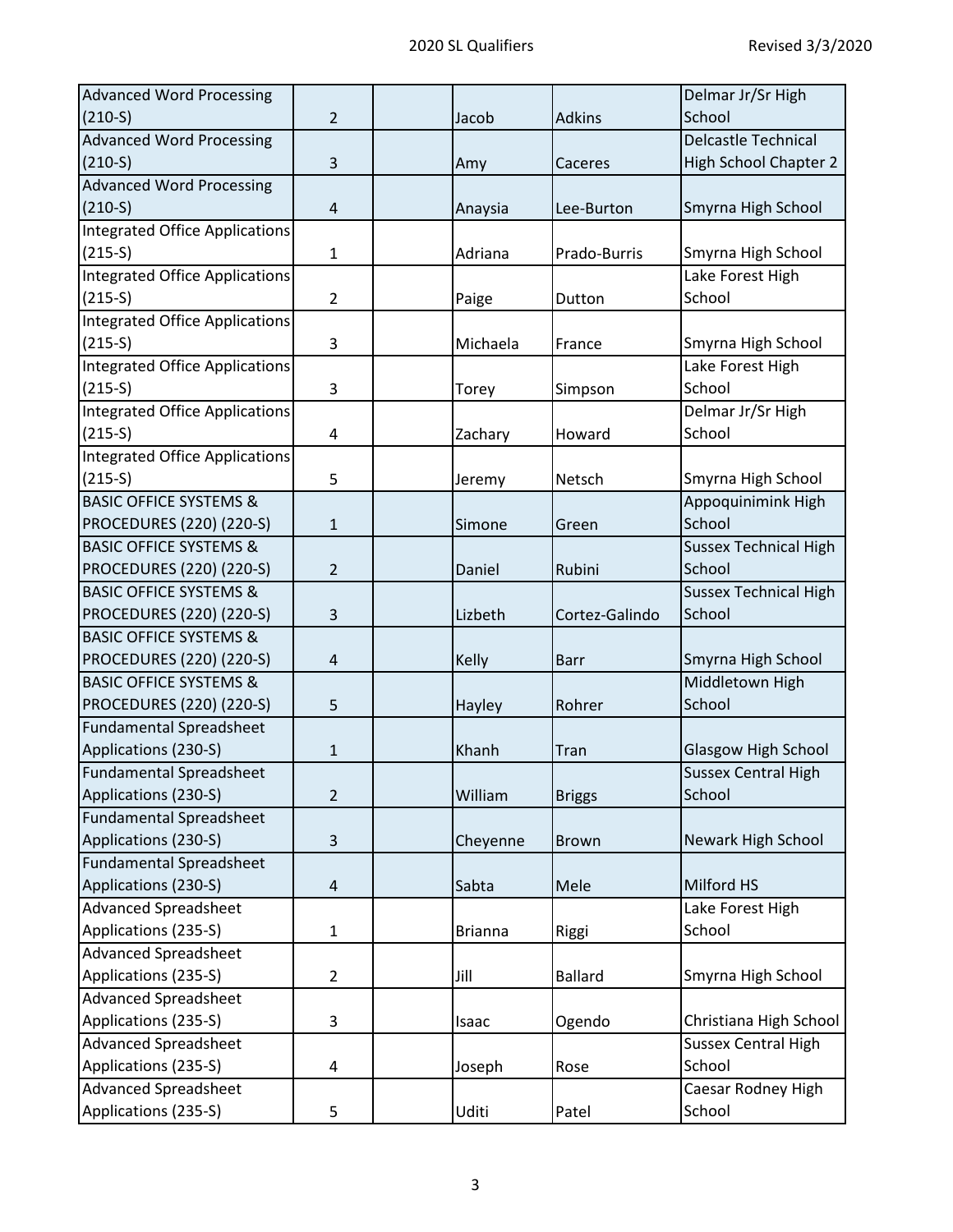| | | | | | |
|---|---|---|---|---|---|
| Advanced Word Processing (210-S) | 2 | | Jacob | Adkins | Delmar Jr/Sr High School |
| Advanced Word Processing (210-S) | 3 | | Amy | Caceres | Delcastle Technical High School Chapter 2 |
| Advanced Word Processing (210-S) | 4 | | Anaysia | Lee-Burton | Smyrna High School |
| Integrated Office Applications (215-S) | 1 | | Adriana | Prado-Burris | Smyrna High School |
| Integrated Office Applications (215-S) | 2 | | Paige | Dutton | Lake Forest High School |
| Integrated Office Applications (215-S) | 3 | | Michaela | France | Smyrna High School |
| Integrated Office Applications (215-S) | 3 | | Torey | Simpson | Lake Forest High School |
| Integrated Office Applications (215-S) | 4 | | Zachary | Howard | Delmar Jr/Sr High School |
| Integrated Office Applications (215-S) | 5 | | Jeremy | Netsch | Smyrna High School |
| BASIC OFFICE SYSTEMS & PROCEDURES (220) (220-S) | 1 | | Simone | Green | Appoquinimink High School |
| BASIC OFFICE SYSTEMS & PROCEDURES (220) (220-S) | 2 | | Daniel | Rubini | Sussex Technical High School |
| BASIC OFFICE SYSTEMS & PROCEDURES (220) (220-S) | 3 | | Lizbeth | Cortez-Galindo | Sussex Technical High School |
| BASIC OFFICE SYSTEMS & PROCEDURES (220) (220-S) | 4 | | Kelly | Barr | Smyrna High School |
| BASIC OFFICE SYSTEMS & PROCEDURES (220) (220-S) | 5 | | Hayley | Rohrer | Middletown High School |
| Fundamental Spreadsheet Applications (230-S) | 1 | | Khanh | Tran | Glasgow High School |
| Fundamental Spreadsheet Applications (230-S) | 2 | | William | Briggs | Sussex Central High School |
| Fundamental Spreadsheet Applications (230-S) | 3 | | Cheyenne | Brown | Newark High School |
| Fundamental Spreadsheet Applications (230-S) | 4 | | Sabta | Mele | Milford HS |
| Advanced Spreadsheet Applications (235-S) | 1 | | Brianna | Riggi | Lake Forest High School |
| Advanced Spreadsheet Applications (235-S) | 2 | | Jill | Ballard | Smyrna High School |
| Advanced Spreadsheet Applications (235-S) | 3 | | Isaac | Ogendo | Christiana High School |
| Advanced Spreadsheet Applications (235-S) | 4 | | Joseph | Rose | Sussex Central High School |
| Advanced Spreadsheet Applications (235-S) | 5 | | Uditi | Patel | Caesar Rodney High School |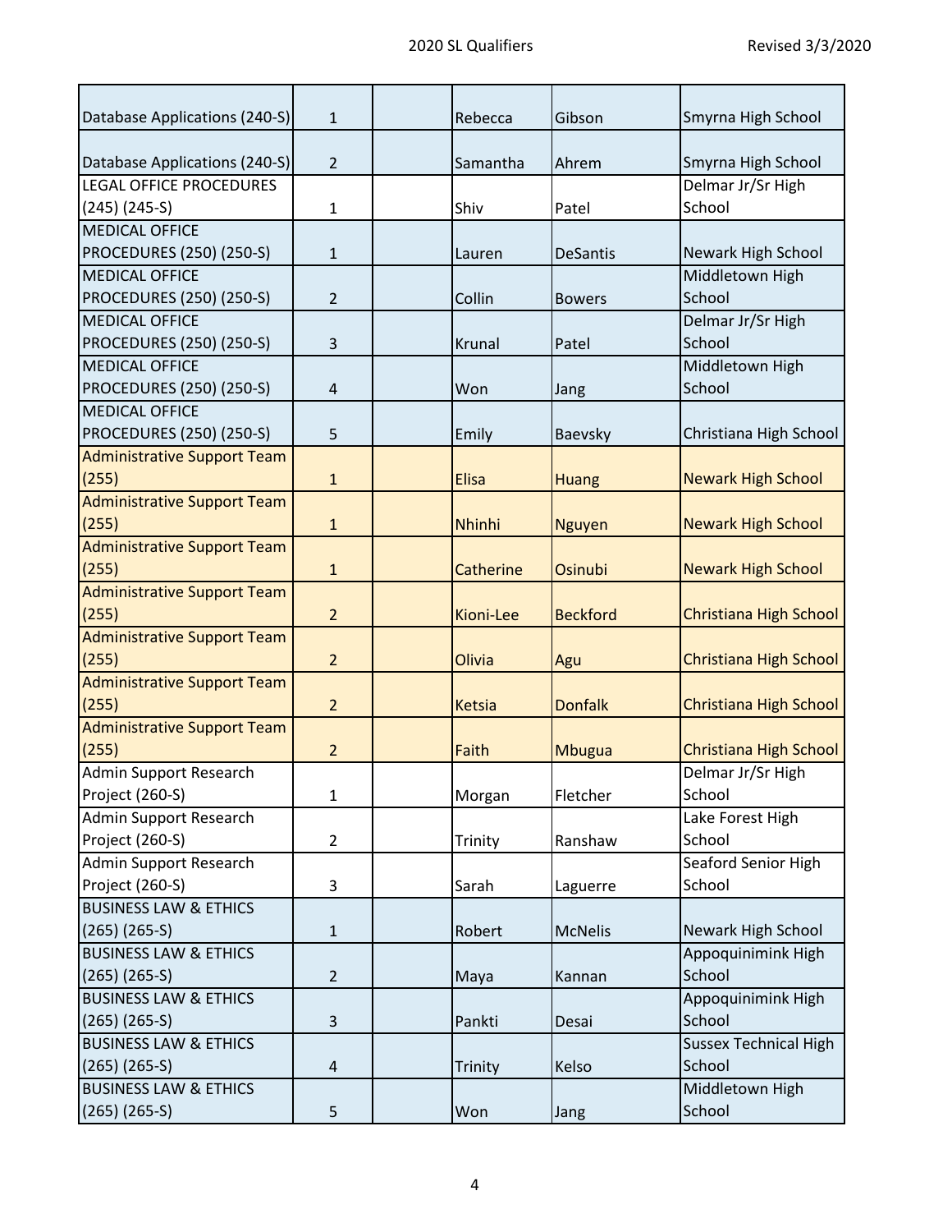| | | | | | |
|---|---|---|---|---|---|
| Database Applications (240-S) | 1 | | Rebecca | Gibson | Smyrna High School |
| Database Applications (240-S) | 2 | | Samantha | Ahrem | Smyrna High School |
| LEGAL OFFICE PROCEDURES (245) (245-S) | 1 | | Shiv | Patel | Delmar Jr/Sr High School |
| MEDICAL OFFICE PROCEDURES (250) (250-S) | 1 | | Lauren | DeSantis | Newark High School |
| MEDICAL OFFICE PROCEDURES (250) (250-S) | 2 | | Collin | Bowers | Middletown High School |
| MEDICAL OFFICE PROCEDURES (250) (250-S) | 3 | | Krunal | Patel | Delmar Jr/Sr High School |
| MEDICAL OFFICE PROCEDURES (250) (250-S) | 4 | | Won | Jang | Middletown High School |
| MEDICAL OFFICE PROCEDURES (250) (250-S) | 5 | | Emily | Baevsky | Christiana High School |
| Administrative Support Team (255) | 1 | | Elisa | Huang | Newark High School |
| Administrative Support Team (255) | 1 | | Nhinhi | Nguyen | Newark High School |
| Administrative Support Team (255) | 1 | | Catherine | Osinubi | Newark High School |
| Administrative Support Team (255) | 2 | | Kioni-Lee | Beckford | Christiana High School |
| Administrative Support Team (255) | 2 | | Olivia | Agu | Christiana High School |
| Administrative Support Team (255) | 2 | | Ketsia | Donfalk | Christiana High School |
| Administrative Support Team (255) | 2 | | Faith | Mbugua | Christiana High School |
| Admin Support Research Project (260-S) | 1 | | Morgan | Fletcher | Delmar Jr/Sr High School |
| Admin Support Research Project (260-S) | 2 | | Trinity | Ranshaw | Lake Forest High School |
| Admin Support Research Project (260-S) | 3 | | Sarah | Laguerre | Seaford Senior High School |
| BUSINESS LAW & ETHICS (265) (265-S) | 1 | | Robert | McNelis | Newark High School |
| BUSINESS LAW & ETHICS (265) (265-S) | 2 | | Maya | Kannan | Appoquinimink High School |
| BUSINESS LAW & ETHICS (265) (265-S) | 3 | | Pankti | Desai | Appoquinimink High School |
| BUSINESS LAW & ETHICS (265) (265-S) | 4 | | Trinity | Kelso | Sussex Technical High School |
| BUSINESS LAW & ETHICS (265) (265-S) | 5 | | Won | Jang | Middletown High School |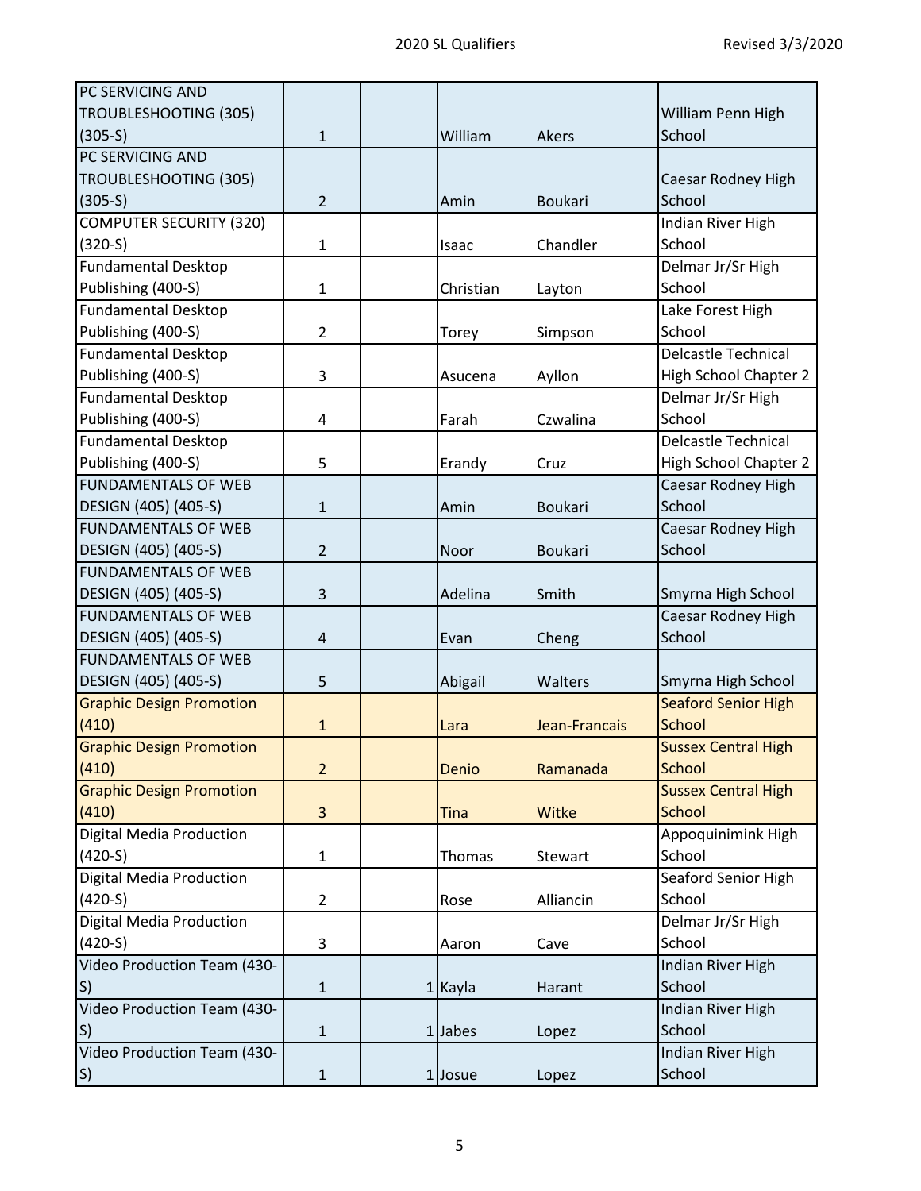| | | | | | |
|---|---|---|---|---|---|
| PC SERVICING AND TROUBLESHOOTING (305) (305-S) | 1 | | William | Akers | William Penn High School |
| PC SERVICING AND TROUBLESHOOTING (305) (305-S) | 2 | | Amin | Boukari | Caesar Rodney High School |
| COMPUTER SECURITY (320) (320-S) | 1 | | Isaac | Chandler | Indian River High School |
| Fundamental Desktop Publishing (400-S) | 1 | | Christian | Layton | Delmar Jr/Sr High School |
| Fundamental Desktop Publishing (400-S) | 2 | | Torey | Simpson | Lake Forest High School |
| Fundamental Desktop Publishing (400-S) | 3 | | Asucena | Ayllon | Delcastle Technical High School Chapter 2 |
| Fundamental Desktop Publishing (400-S) | 4 | | Farah | Czwalina | Delmar Jr/Sr High School |
| Fundamental Desktop Publishing (400-S) | 5 | | Erandy | Cruz | Delcastle Technical High School Chapter 2 |
| FUNDAMENTALS OF WEB DESIGN (405) (405-S) | 1 | | Amin | Boukari | Caesar Rodney High School |
| FUNDAMENTALS OF WEB DESIGN (405) (405-S) | 2 | | Noor | Boukari | Caesar Rodney High School |
| FUNDAMENTALS OF WEB DESIGN (405) (405-S) | 3 | | Adelina | Smith | Smyrna High School |
| FUNDAMENTALS OF WEB DESIGN (405) (405-S) | 4 | | Evan | Cheng | Caesar Rodney High School |
| FUNDAMENTALS OF WEB DESIGN (405) (405-S) | 5 | | Abigail | Walters | Smyrna High School |
| Graphic Design Promotion (410) | 1 | | Lara | Jean-Francais | Seaford Senior High School |
| Graphic Design Promotion (410) | 2 | | Denio | Ramanada | Sussex Central High School |
| Graphic Design Promotion (410) | 3 | | Tina | Witke | Sussex Central High School |
| Digital Media Production (420-S) | 1 | | Thomas | Stewart | Appoquinimink High School |
| Digital Media Production (420-S) | 2 | | Rose | Alliancin | Seaford Senior High School |
| Digital Media Production (420-S) | 3 | | Aaron | Cave | Delmar Jr/Sr High School |
| Video Production Team (430-S) | 1 | 1 | Kayla | Harant | Indian River High School |
| Video Production Team (430-S) | 1 | 1 | Jabes | Lopez | Indian River High School |
| Video Production Team (430-S) | 1 | 1 | Josue | Lopez | Indian River High School |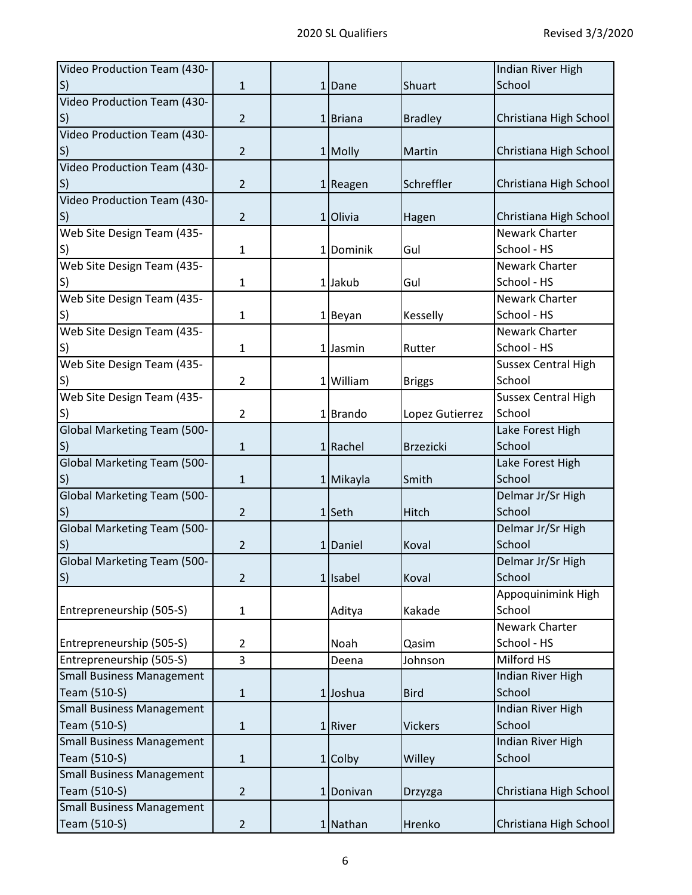| | | | | | |
|---|---|---|---|---|---|
| Video Production Team (430-S) | 1 | 1 | Dane | Shuart | Indian River High School |
| Video Production Team (430-S) | 2 | 1 | Briana | Bradley | Christiana High School |
| Video Production Team (430-S) | 2 | 1 | Molly | Martin | Christiana High School |
| Video Production Team (430-S) | 2 | 1 | Reagen | Schreffler | Christiana High School |
| Video Production Team (430-S) | 2 | 1 | Olivia | Hagen | Christiana High School |
| Web Site Design Team (435-S) | 1 | 1 | Dominik | Gul | Newark Charter School - HS |
| Web Site Design Team (435-S) | 1 | 1 | Jakub | Gul | Newark Charter School - HS |
| Web Site Design Team (435-S) | 1 | 1 | Beyan | Kesselly | Newark Charter School - HS |
| Web Site Design Team (435-S) | 1 | 1 | Jasmin | Rutter | Newark Charter School - HS |
| Web Site Design Team (435-S) | 2 | 1 | William | Briggs | Sussex Central High School |
| Web Site Design Team (435-S) | 2 | 1 | Brando | Lopez Gutierrez | Sussex Central High School |
| Global Marketing Team (500-S) | 1 | 1 | Rachel | Brzezicki | Lake Forest High School |
| Global Marketing Team (500-S) | 1 | 1 | Mikayla | Smith | Lake Forest High School |
| Global Marketing Team (500-S) | 2 | 1 | Seth | Hitch | Delmar Jr/Sr High School |
| Global Marketing Team (500-S) | 2 | 1 | Daniel | Koval | Delmar Jr/Sr High School |
| Global Marketing Team (500-S) | 2 | 1 | Isabel | Koval | Delmar Jr/Sr High School |
| Entrepreneurship (505-S) | 1 | | Aditya | Kakade | Appoquinimink High School |
| Entrepreneurship (505-S) | 2 | | Noah | Qasim | Newark Charter School - HS |
| Entrepreneurship (505-S) | 3 | | Deena | Johnson | Milford HS |
| Small Business Management Team (510-S) | 1 | 1 | Joshua | Bird | Indian River High School |
| Small Business Management Team (510-S) | 1 | 1 | River | Vickers | Indian River High School |
| Small Business Management Team (510-S) | 1 | 1 | Colby | Willey | Indian River High School |
| Small Business Management Team (510-S) | 2 | 1 | Donivan | Drzyzga | Christiana High School |
| Small Business Management Team (510-S) | 2 | 1 | Nathan | Hrenko | Christiana High School |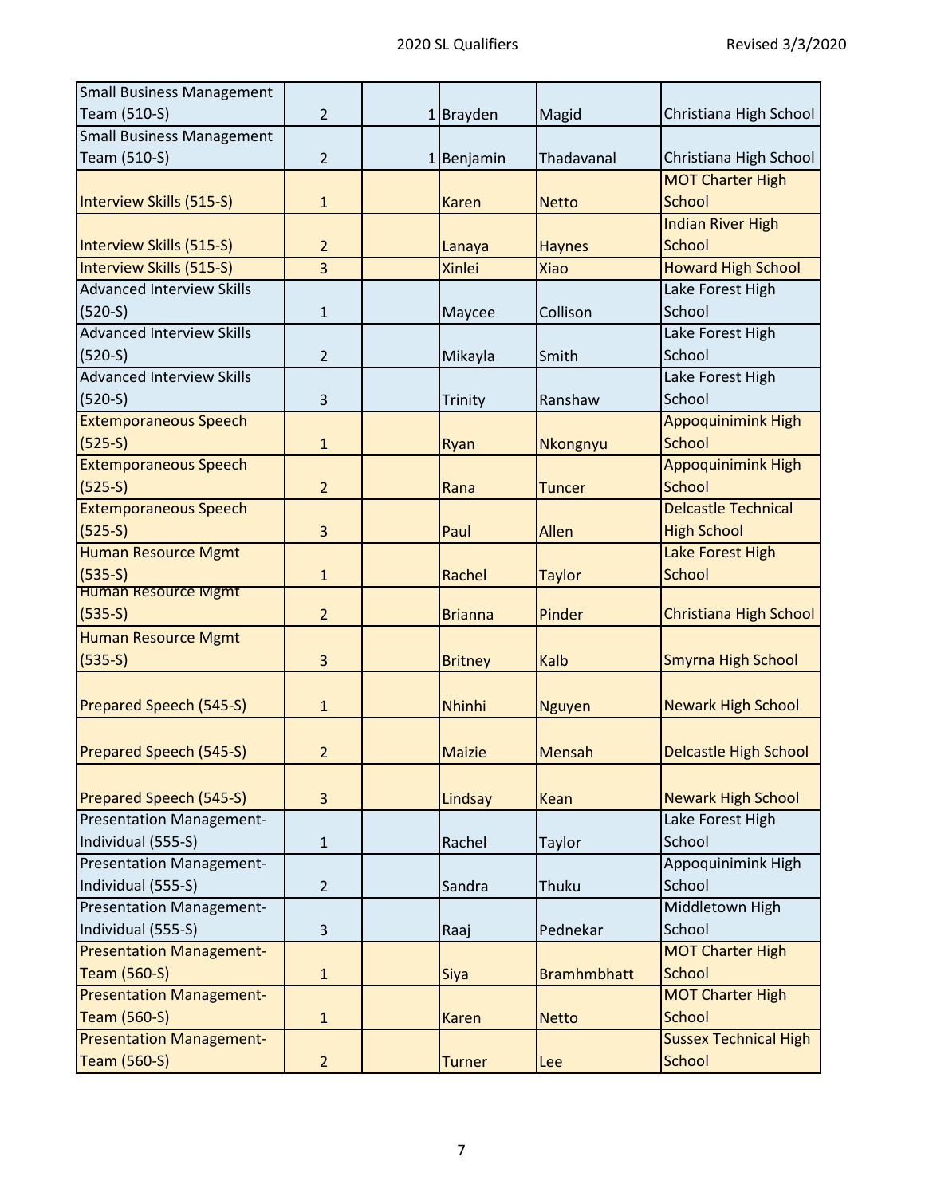| | | | | | |
|---|---|---|---|---|---|
| Small Business Management Team (510-S) | 2 | 1 | Brayden | Magid | Christiana High School |
| Small Business Management Team (510-S) | 2 | 1 | Benjamin | Thadavanal | Christiana High School |
| Interview Skills (515-S) | 1 | | Karen | Netto | MOT Charter High School |
| Interview Skills (515-S) | 2 | | Lanaya | Haynes | Indian River High School |
| Interview Skills (515-S) | 3 | | Xinlei | Xiao | Howard High School |
| Advanced Interview Skills (520-S) | 1 | | Maycee | Collison | Lake Forest High School |
| Advanced Interview Skills (520-S) | 2 | | Mikayla | Smith | Lake Forest High School |
| Advanced Interview Skills (520-S) | 3 | | Trinity | Ranshaw | Lake Forest High School |
| Extemporaneous Speech (525-S) | 1 | | Ryan | Nkongnyu | Appoquinimink High School |
| Extemporaneous Speech (525-S) | 2 | | Rana | Tuncer | Appoquinimink High School |
| Extemporaneous Speech (525-S) | 3 | | Paul | Allen | Delcastle Technical High School |
| Human Resource Mgmt (535-S) | 1 | | Rachel | Taylor | Lake Forest High School |
| Human Resource Mgmt (535-S) | 2 | | Brianna | Pinder | Christiana High School |
| Human Resource Mgmt (535-S) | 3 | | Britney | Kalb | Smyrna High School |
| Prepared Speech (545-S) | 1 | | Nhinhi | Nguyen | Newark High School |
| Prepared Speech (545-S) | 2 | | Maizie | Mensah | Delcastle High School |
| Prepared Speech (545-S) | 3 | | Lindsay | Kean | Newark High School |
| Presentation Management-Individual (555-S) | 1 | | Rachel | Taylor | Lake Forest High School |
| Presentation Management-Individual (555-S) | 2 | | Sandra | Thuku | Appoquinimink High School |
| Presentation Management-Individual (555-S) | 3 | | Raaj | Pednekar | Middletown High School |
| Presentation Management-Team (560-S) | 1 | | Siya | Bramhmbhatt | MOT Charter High School |
| Presentation Management-Team (560-S) | 1 | | Karen | Netto | MOT Charter High School |
| Presentation Management-Team (560-S) | 2 | | Turner | Lee | Sussex Technical High School |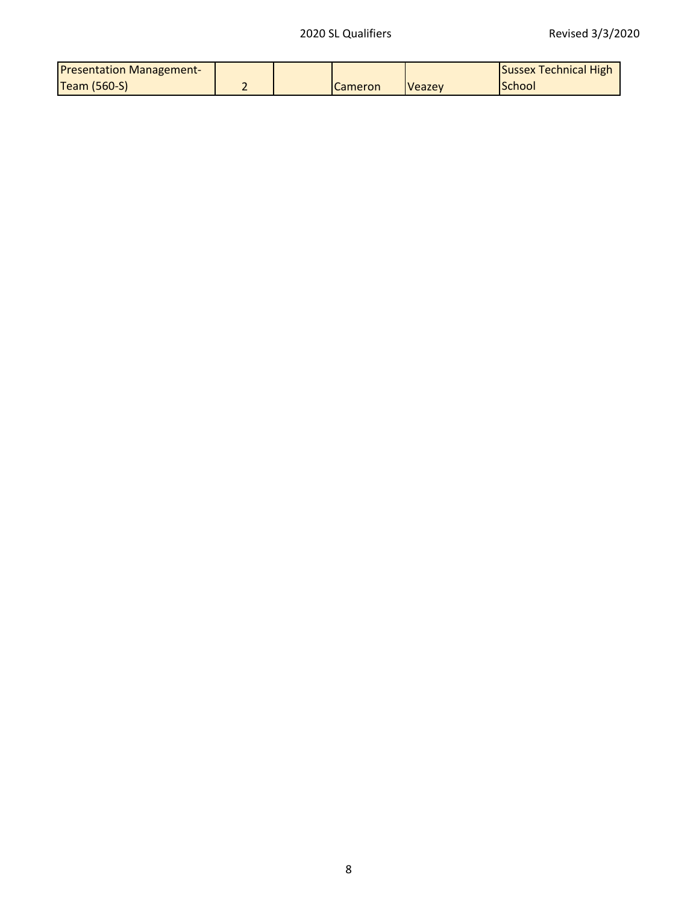| | | | | | |
|---|---|---|---|---|---|
| Presentation Management-Team (560-S) | 2 | | Cameron | Veazey | Sussex Technical High School |